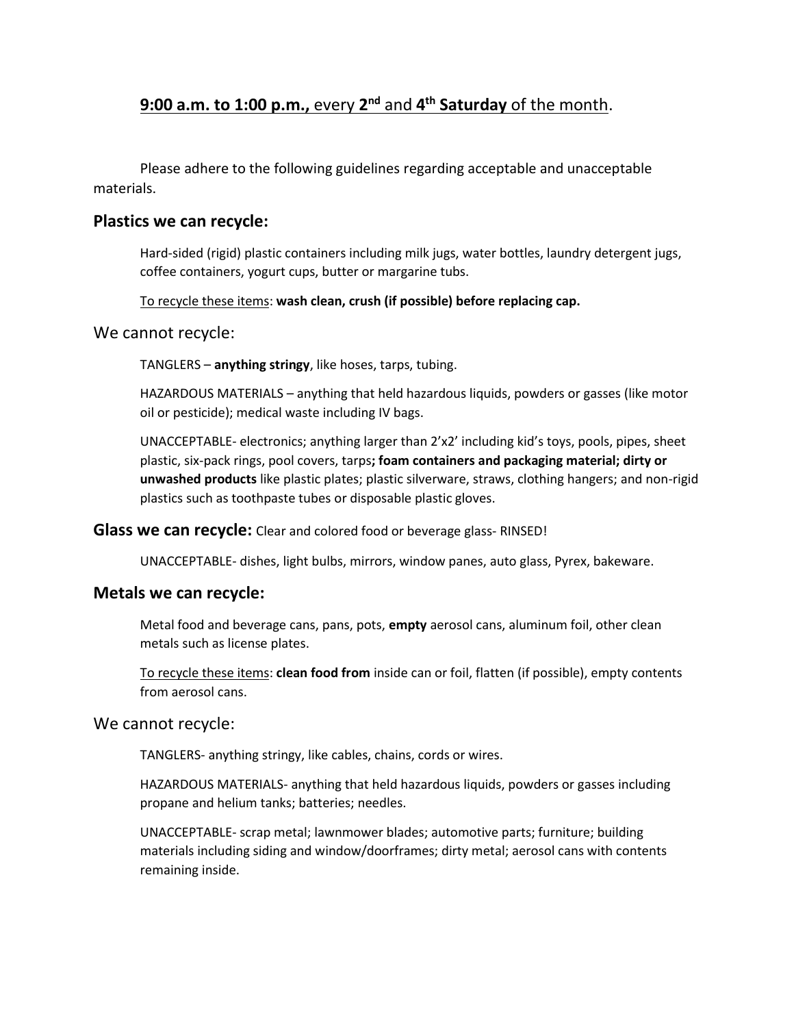**<u>9:00 a.m. to 1:00 p.m.,</u>** <u>every</u> **<u>2nd</u>** <u>and</u> **<u>4th Saturday</u>** <u>of the month</u>.

Please adhere to the following guidelines regarding acceptable and unacceptable materials.

### Plastics we can recycle:

Hard-sided (rigid) plastic containers including milk jugs, water bottles, laundry detergent jugs, coffee containers, yogurt cups, butter or margarine tubs.

<u>To recycle these items</u>: **wash clean, crush (if possible) before replacing cap.**

### We cannot recycle:

TANGLERS – **anything stringy**, like hoses, tarps, tubing.

HAZARDOUS MATERIALS – anything that held hazardous liquids, powders or gasses (like motor oil or pesticide); medical waste including IV bags.

UNACCEPTABLE- electronics; anything larger than 2'x2' including kid's toys, pools, pipes, sheet plastic, six-pack rings, pool covers, tarps**; foam containers and packaging material; dirty or unwashed products** like plastic plates; plastic silverware, straws, clothing hangers; and non-rigid plastics such as toothpaste tubes or disposable plastic gloves.

**Glass we can recycle:** Clear and colored food or beverage glass- RINSED!

UNACCEPTABLE- dishes, light bulbs, mirrors, window panes, auto glass, Pyrex, bakeware.

### Metals we can recycle:

Metal food and beverage cans, pans, pots, **empty** aerosol cans, aluminum foil, other clean metals such as license plates.

<u>To recycle these items</u>: **clean food from** inside can or foil, flatten (if possible), empty contents from aerosol cans.

### We cannot recycle:

TANGLERS- anything stringy, like cables, chains, cords or wires.

HAZARDOUS MATERIALS- anything that held hazardous liquids, powders or gasses including propane and helium tanks; batteries; needles.

UNACCEPTABLE- scrap metal; lawnmower blades; automotive parts; furniture; building materials including siding and window/doorframes; dirty metal; aerosol cans with contents remaining inside.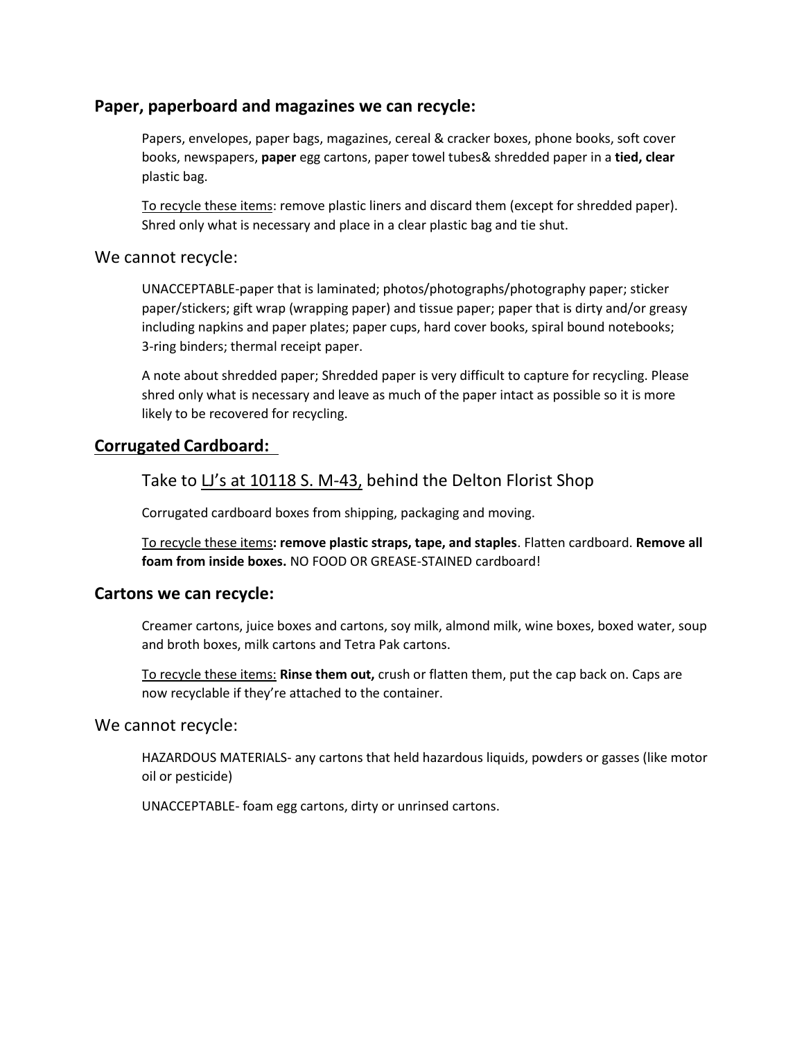### Paper, paperboard and magazines we can recycle:

Papers, envelopes, paper bags, magazines, cereal & cracker boxes, phone books, soft cover books, newspapers, **paper** egg cartons, paper towel tubes& shredded paper in a **tied, clear** plastic bag.

<u>To recycle these items</u>: remove plastic liners and discard them (except for shredded paper). Shred only what is necessary and place in a clear plastic bag and tie shut.

### We cannot recycle:

UNACCEPTABLE-paper that is laminated; photos/photographs/photography paper; sticker paper/stickers; gift wrap (wrapping paper) and tissue paper; paper that is dirty and/or greasy including napkins and paper plates; paper cups, hard cover books, spiral bound notebooks; 3-ring binders; thermal receipt paper.

A note about shredded paper; Shredded paper is very difficult to capture for recycling. Please shred only what is necessary and leave as much of the paper intact as possible so it is more likely to be recovered for recycling.

### <u>Corrugated Cardboard:</u>

#### Take to <u>LJ's at 10118 S. M-43,</u> behind the Delton Florist Shop

Corrugated cardboard boxes from shipping, packaging and moving.

<u>To recycle these items</u>**: remove plastic straps, tape, and staples**. Flatten cardboard. **Remove all foam from inside boxes.** NO FOOD OR GREASE-STAINED cardboard!

### Cartons we can recycle:

Creamer cartons, juice boxes and cartons, soy milk, almond milk, wine boxes, boxed water, soup and broth boxes, milk cartons and Tetra Pak cartons.

<u>To recycle these items:</u> **Rinse them out,** crush or flatten them, put the cap back on. Caps are now recyclable if they're attached to the container.

### We cannot recycle:

HAZARDOUS MATERIALS- any cartons that held hazardous liquids, powders or gasses (like motor oil or pesticide)

UNACCEPTABLE- foam egg cartons, dirty or unrinsed cartons.